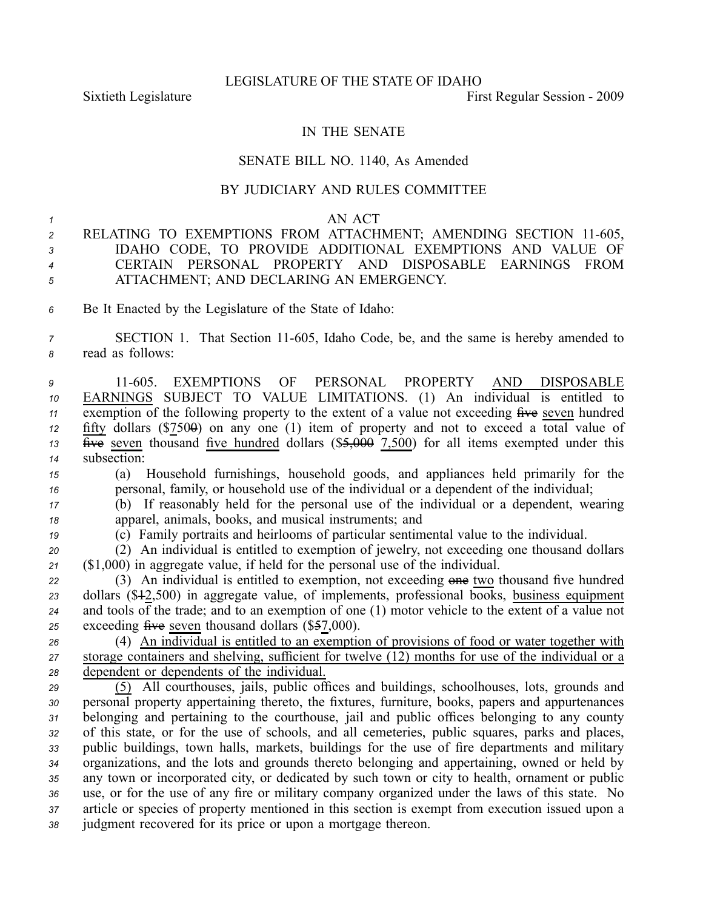LEGISLATURE OF THE STATE OF IDAHO

Sixtieth Legislature First Regular Session - 2009

IN THE SENATE

SENATE BILL NO. 1140, As Amended

BY JUDICIARY AND RULES COMMITTEE

AN ACT

RELATING TO EXEMPTIONS FROM ATTACHMENT; AMENDING SECTION 11-605, IDAHO CODE, TO PROVIDE ADDITIONAL EXEMPTIONS AND VALUE OF CERTAIN PERSONAL PROPERTY AND DISPOSABLE EARNINGS FROM ATTACHMENT; AND DECLARING AN EMERGENCY.

Be It Enacted by the Legislature of the State of Idaho:

SECTION 1. That Section 11-605, Idaho Code, be, and the same is hereby amended to read as follows:

11-605. EXEMPTIONS OF PERSONAL PROPERTY <u>AND DISPOSABLE EARNINGS</u> SUBJECT TO VALUE LIMITATIONS. (1) An individual is entitled to exemption of the following property to the extent of a value not exceeding ~~five~~ <u>seven</u> hundred <u>fifty</u> dollars ($~~5~~<u>7</u>50~~0~~) on any one (1) item of property and not to exceed a total value of ~~five~~ <u>seven</u> thousand <u>five hundred</u> dollars ($~~5,000~~ <u>7,500</u>) for all items exempted under this subsection:

(a) Household furnishings, household goods, and appliances held primarily for the personal, family, or household use of the individual or a dependent of the individual;

(b) If reasonably held for the personal use of the individual or a dependent, wearing apparel, animals, books, and musical instruments; and

(c) Family portraits and heirlooms of particular sentimental value to the individual.

(2) An individual is entitled to exemption of jewelry, not exceeding one thousand dollars ($1,000) in aggregate value, if held for the personal use of the individual.

(3) An individual is entitled to exemption, not exceeding ~~one~~ <u>two</u> thousand five hundred dollars ($~~1~~<u>2</u>,500) in aggregate value, of implements, professional books, <u>business equipment</u> and tools of the trade; and to an exemption of one (1) motor vehicle to the extent of a value not exceeding ~~five~~ <u>seven</u> thousand dollars ($~~5~~<u>7</u>,000).

(4) <u>An individual is entitled to an exemption of provisions of food or water together with storage containers and shelving, sufficient for twelve (12) months for use of the individual or a dependent or dependents of the individual.</u>

<u>(5)</u> All courthouses, jails, public offices and buildings, schoolhouses, lots, grounds and personal property appertaining thereto, the fixtures, furniture, books, papers and appurtenances belonging and pertaining to the courthouse, jail and public offices belonging to any county of this state, or for the use of schools, and all cemeteries, public squares, parks and places, public buildings, town halls, markets, buildings for the use of fire departments and military organizations, and the lots and grounds thereto belonging and appertaining, owned or held by any town or incorporated city, or dedicated by such town or city to health, ornament or public use, or for the use of any fire or military company organized under the laws of this state. No article or species of property mentioned in this section is exempt from execution issued upon a judgment recovered for its price or upon a mortgage thereon.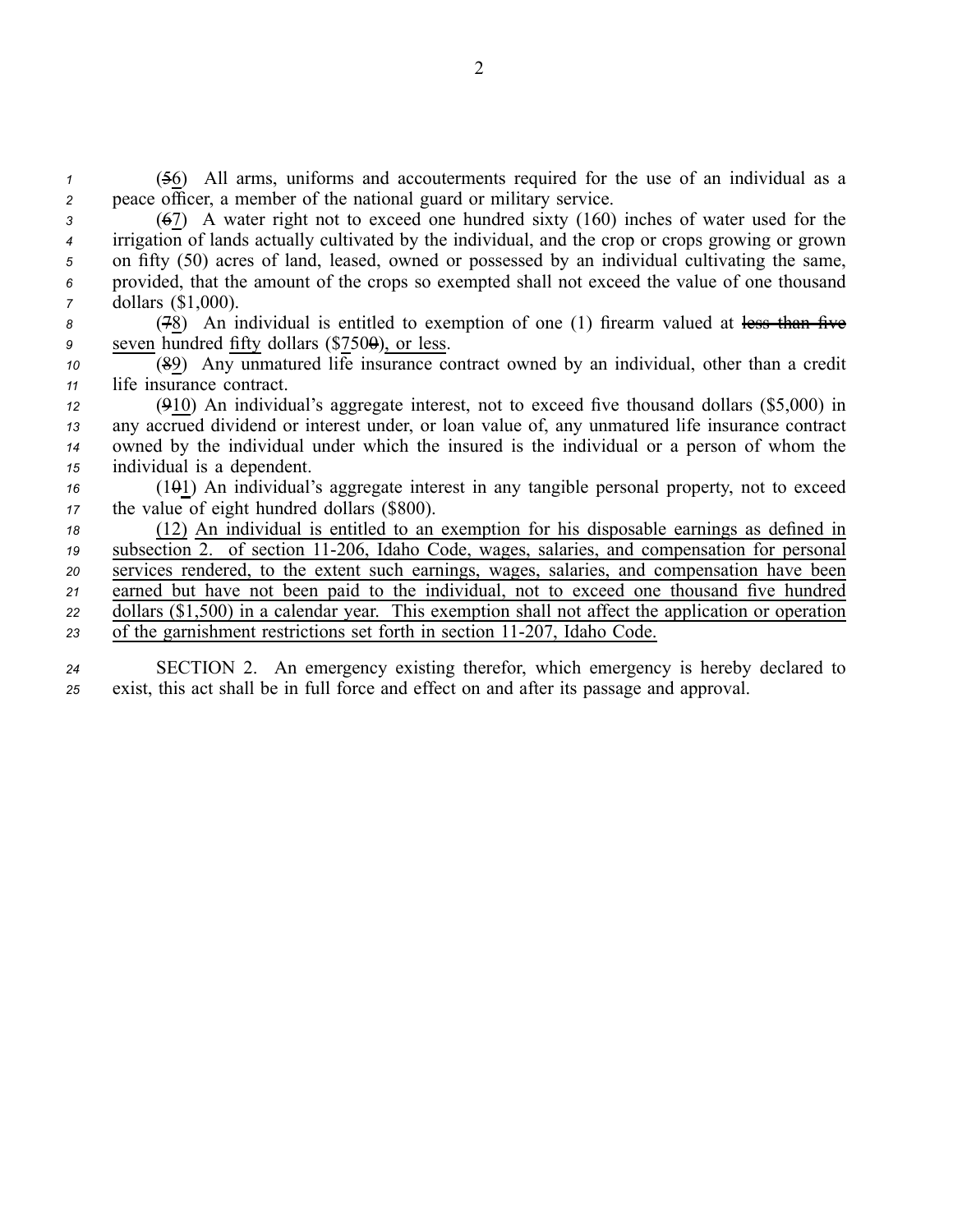(~~5~~6) All arms, uniforms and accouterments required for the use of an individual as a peace officer, a member of the national guard or military service.

(~~6~~7) A water right not to exceed one hundred sixty (160) inches of water used for the irrigation of lands actually cultivated by the individual, and the crop or crops growing or grown on fifty (50) acres of land, leased, owned or possessed by an individual cultivating the same, provided, that the amount of the crops so exempted shall not exceed the value of one thousand dollars ($1,000).

(~~7~~8) An individual is entitled to exemption of one (1) firearm valued at ~~less than five~~ seven hundred fifty dollars ($75~~0~~0), or less.

(~~8~~9) Any unmatured life insurance contract owned by an individual, other than a credit life insurance contract.

(~~9~~10) An individual's aggregate interest, not to exceed five thousand dollars ($5,000) in any accrued dividend or interest under, or loan value of, any unmatured life insurance contract owned by the individual under which the insured is the individual or a person of whom the individual is a dependent.

(1~~0~~1) An individual's aggregate interest in any tangible personal property, not to exceed the value of eight hundred dollars ($800).

(12) An individual is entitled to an exemption for his disposable earnings as defined in subsection 2. of section 11-206, Idaho Code, wages, salaries, and compensation for personal services rendered, to the extent such earnings, wages, salaries, and compensation have been earned but have not been paid to the individual, not to exceed one thousand five hundred dollars ($1,500) in a calendar year. This exemption shall not affect the application or operation of the garnishment restrictions set forth in section 11-207, Idaho Code.

SECTION 2. An emergency existing therefor, which emergency is hereby declared to exist, this act shall be in full force and effect on and after its passage and approval.